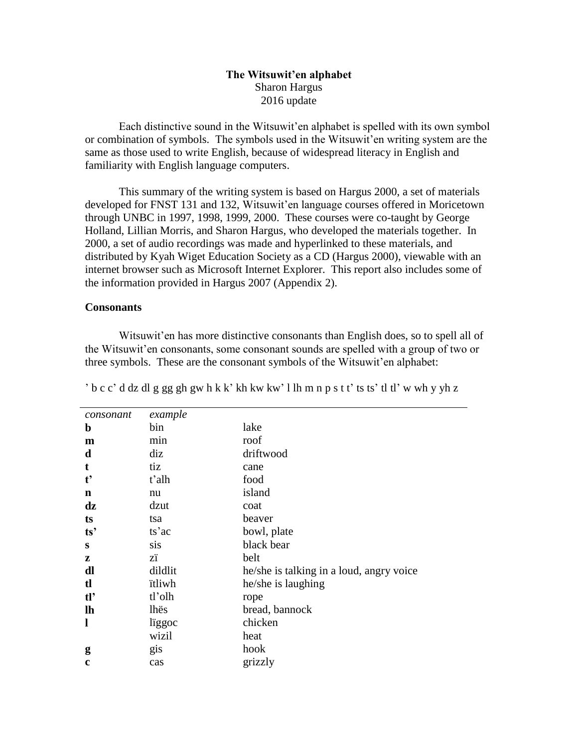**The Witsuwit'en alphabet**

Sharon Hargus

2016 update

Each distinctive sound in the Witsuwit'en alphabet is spelled with its own symbol or combination of symbols. The symbols used in the Witsuwit'en writing system are the same as those used to write English, because of widespread literacy in English and familiarity with English language computers.

This summary of the writing system is based on Hargus 2000, a set of materials developed for FNST 131 and 132, Witsuwit'en language courses offered in Moricetown through UNBC in 1997, 1998, 1999, 2000. These courses were co-taught by George Holland, Lillian Morris, and Sharon Hargus, who developed the materials together. In 2000, a set of audio recordings was made and hyperlinked to these materials, and distributed by Kyah Wiget Education Society as a CD (Hargus 2000), viewable with an internet browser such as Microsoft Internet Explorer. This report also includes some of the information provided in Hargus 2007 (Appendix 2).

**Consonants**

Witsuwit'en has more distinctive consonants than English does, so to spell all of the Witsuwit'en consonants, some consonant sounds are spelled with a group of two or three symbols. These are the consonant symbols of the Witsuwit'en alphabet:

' b c c' d dz dl g gg gh gw h k k' kh kw kw' l lh m n p s t t' ts ts' tl tl' w wh y yh z

| *consonant* | *example* | |
|---|---|---|
| **b** | bin | lake |
| **m** | min | roof |
| **d** | diz | driftwood |
| **t** | tiz | cane |
| **t'** | t'alh | food |
| **n** | nu | island |
| **dz** | dzut | coat |
| **ts** | tsa | beaver |
| **ts'** | ts'ac | bowl, plate |
| **s** | sis | black bear |
| **z** | zï | belt |
| **dl** | dildlit | he/she is talking in a loud, angry voice |
| **tl** | ïtliwh | he/she is laughing |
| **tl'** | tl'olh | rope |
| **lh** | lhës | bread, bannock |
| **l** | lïggoc | chicken |
| | wizil | heat |
| **g** | gis | hook |
| **c** | cas | grizzly |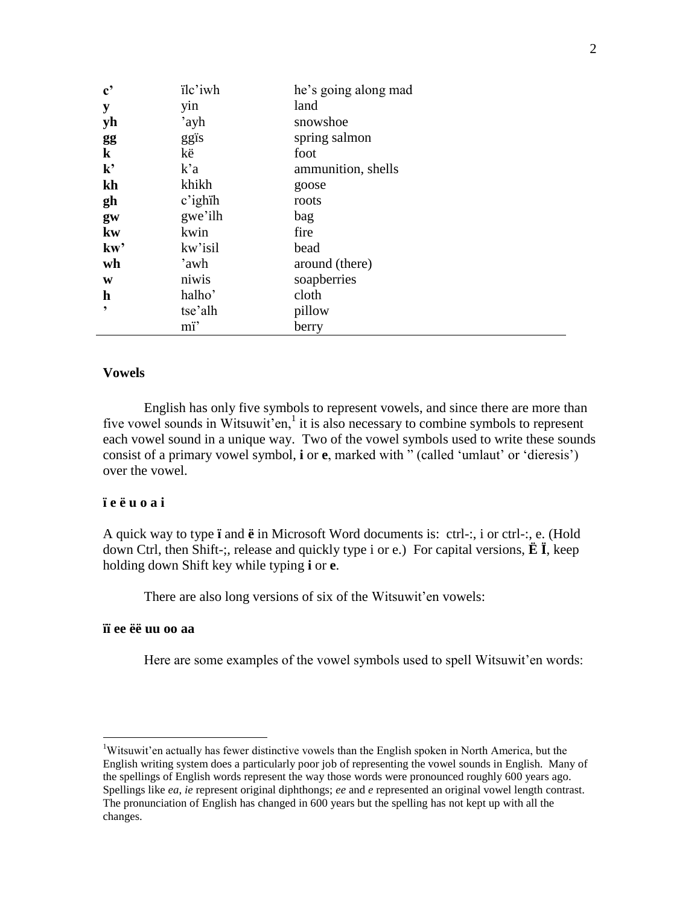| | | |
|---|---|---|
| **c'** | ïlc'iwh | he's going along mad |
| **y** | yin | land |
| **yh** | 'ayh | snowshoe |
| **gg** | ggïs | spring salmon |
| **k** | kë | foot |
| **k'** | k'a | ammunition, shells |
| **kh** | khikh | goose |
| **gh** | c'ighïh | roots |
| **gw** | gwe'ilh | bag |
| **kw** | kwin | fire |
| **kw'** | kw'isil | bead |
| **wh** | 'awh | around (there) |
| **w** | niwis | soapberries |
| **h** | halho' | cloth |
| **'** | tse'alh | pillow |
| | mï' | berry |

### Vowels

English has only five symbols to represent vowels, and since there are more than five vowel sounds in Witsuwit'en,[1] it is also necessary to combine symbols to represent each vowel sound in a unique way. Two of the vowel symbols used to write these sounds consist of a primary vowel symbol, **i** or **e**, marked with " (called 'umlaut' or 'dieresis') over the vowel.

**ï e ë u o a i**

A quick way to type **ï** and **ë** in Microsoft Word documents is: ctrl-:, i or ctrl-:, e. (Hold down Ctrl, then Shift-;, release and quickly type i or e.) For capital versions, **Ë Ï**, keep holding down Shift key while typing **i** or **e**.

There are also long versions of six of the Witsuwit'en vowels:

**ïï ee ëë uu oo aa**

Here are some examples of the vowel symbols used to spell Witsuwit'en words:

[1]Witsuwit'en actually has fewer distinctive vowels than the English spoken in North America, but the English writing system does a particularly poor job of representing the vowel sounds in English. Many of the spellings of English words represent the way those words were pronounced roughly 600 years ago. Spellings like *ea*, *ie* represent original diphthongs; *ee* and *e* represented an original vowel length contrast. The pronunciation of English has changed in 600 years but the spelling has not kept up with all the changes.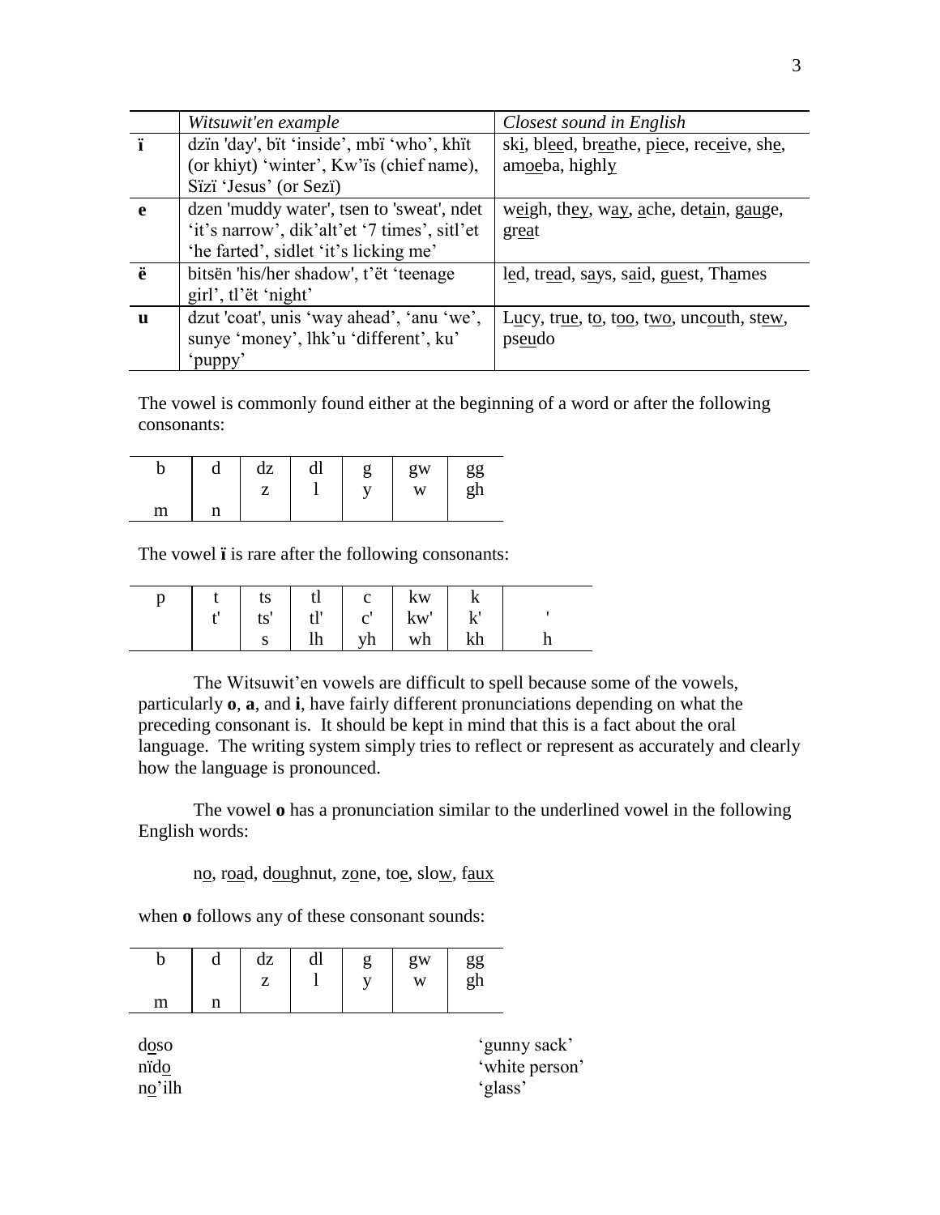| | *Witsuwit'en example* | *Closest sound in English* |
|---|---|---|
| **ï** | dzïn 'day', bït 'inside', mbï 'who', khït (or khiyt) 'winter', Kw'ïs (chief name), Sïzï 'Jesus' (or Sezï) | ski, bleed, breathe, piece, receive, she, amoeba, highly |
| **e** | dzen 'muddy water', tsen to 'sweat', ndet 'it's narrow', dik'alt'et '7 times', sitl'et 'he farted', sidlet 'it's licking me' | weigh, they, way, ache, detain, gauge, great |
| **ë** | bitsën 'his/her shadow', t'ët 'teenage girl', tl'ët 'night' | led, tread, says, said, guest, Thames |
| **u** | dzut 'coat', unis 'way ahead', 'anu 'we', sunye 'money', lhk'u 'different', ku' 'puppy' | Lucy, true, to, too, two, uncouth, stew, pseudo |

The vowel is commonly found either at the beginning of a word or after the following consonants:

| b | d | dz | dl | g | gw | gg |
|---|---|---|---|---|---|---|
| | | z | l | y | w | gh |
| m | n | | | | | |

The vowel **ï** is rare after the following consonants:

| p | t | ts | tl | c | kw | k | |
|---|---|---|---|---|---|---|---|
| | t' | ts' | tl' | c' | kw' | k' | ' |
| | | s | lh | yh | wh | kh | h |

The Witsuwit'en vowels are difficult to spell because some of the vowels, particularly **o**, **a**, and **i**, have fairly different pronunciations depending on what the preceding consonant is. It should be kept in mind that this is a fact about the oral language. The writing system simply tries to reflect or represent as accurately and clearly how the language is pronounced.

The vowel **o** has a pronunciation similar to the underlined vowel in the following English words:

no, road, doughnut, zone, toe, slow, faux

when **o** follows any of these consonant sounds:

| b | d | dz | dl | g | gw | gg |
|---|---|---|---|---|---|---|
| | | z | l | y | w | gh |
| m | n | | | | | |

doso 'gunny sack'
nïdo 'white person'
no'ilh 'glass'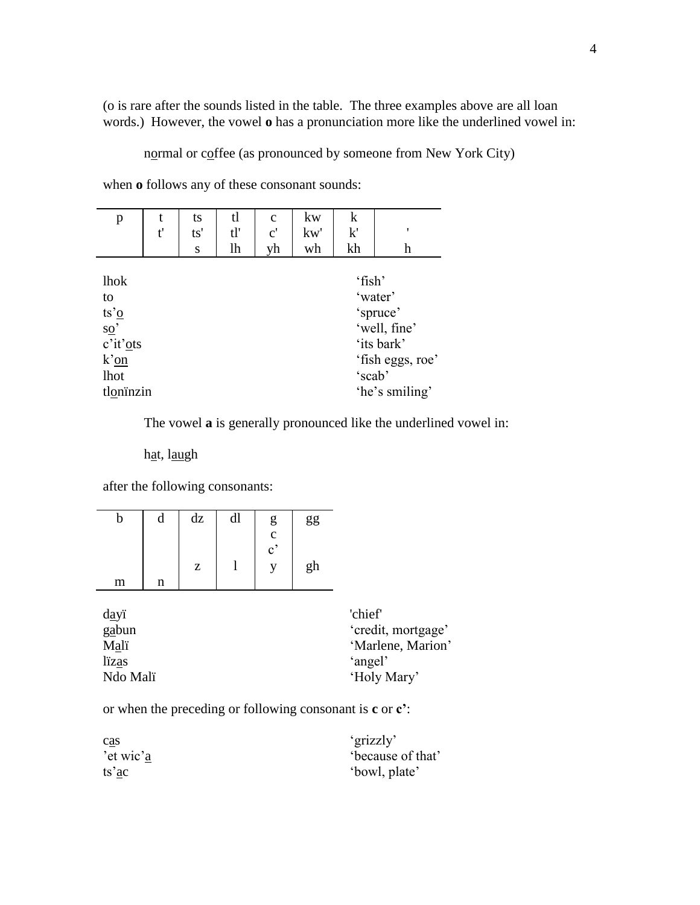(o is rare after the sounds listed in the table. The three examples above are all loan words.) However, the vowel **o** has a pronunciation more like the underlined vowel in:

n<u>o</u>rmal or c<u>o</u>ffee (as pronounced by someone from New York City)

when **o** follows any of these consonant sounds:

| p | t | ts | tl | c | kw | k | |
|---|---|---|---|---|---|---|---|
| | t' | ts' | tl' | c' | kw' | k' | ' |
| | | s | lh | yh | wh | kh | h |

| | |
|---|---|
| lhok | 'fish' |
| to | 'water' |
| ts'<u>o</u> | 'spruce' |
| s<u>o</u>' | 'well, fine' |
| c'it'<u>o</u>ts | 'its bark' |
| k'<u>on</u> | 'fish eggs, roe' |
| lhot | 'scab' |
| tl<u>o</u>nïnzin | 'he's smiling' |

The vowel **a** is generally pronounced like the underlined vowel in:

h<u>a</u>t, l<u>au</u>gh

after the following consonants:

| b | d | dz | dl | g | gg |
|---|---|---|---|---|---|
| | | | | c | |
| | | | | c' | |
| | | z | l | y | gh |
| m | n | | | | |

| | |
|---|---|
| d<u>a</u>yï | 'chief' |
| g<u>a</u>bun | 'credit, mortgage' |
| M<u>a</u>lï | 'Marlene, Marion' |
| lïz<u>a</u>s | 'angel' |
| Ndo Malï | 'Holy Mary' |

or when the preceding or following consonant is **c** or **c'**:

| | |
|---|---|
| c<u>a</u>s | 'grizzly' |
| 'et wic'<u>a</u> | 'because of that' |
| ts'<u>a</u>c | 'bowl, plate' |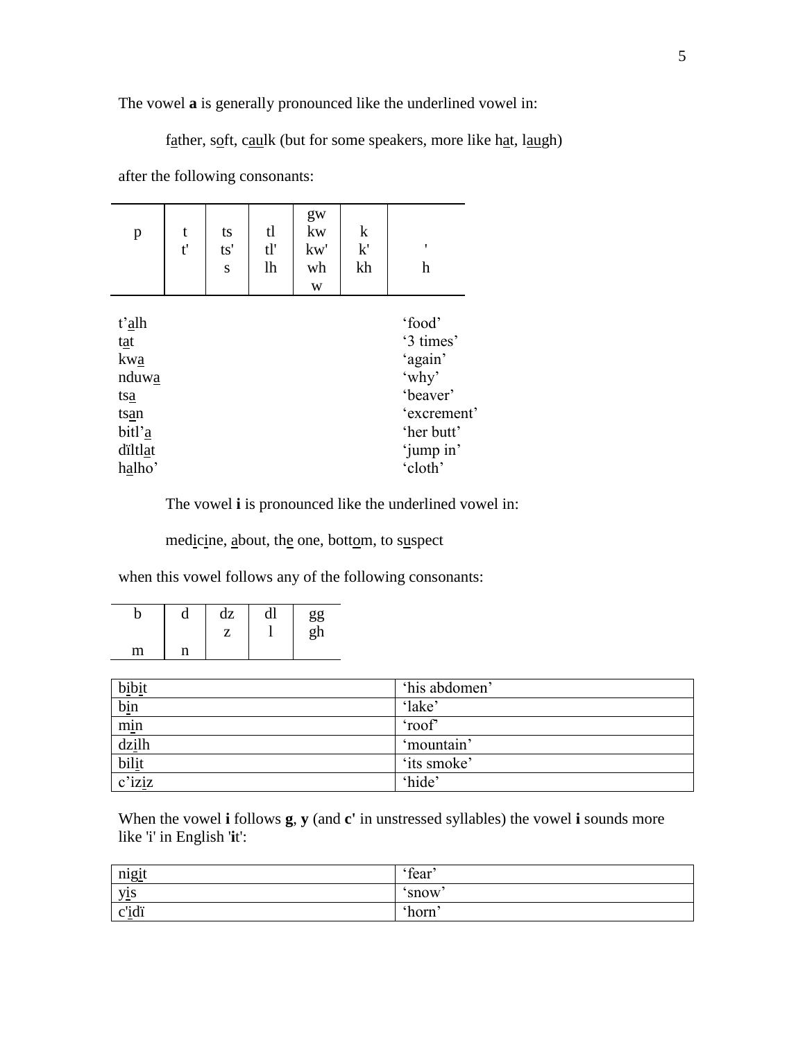The vowel **a** is generally pronounced like the underlined vowel in:

f<u>a</u>ther, s<u>o</u>ft, c<u>au</u>lk (but for some speakers, more like h<u>a</u>t, l<u>au</u>gh)

after the following consonants:

| p | t<br>t' | ts<br>ts'<br>s | tl<br>tl'<br>lh | gw<br>kw<br>kw'<br>wh<br>w | k<br>k'<br>kh | '<br>h |
|---|---|---|---|---|---|---|

| | |
|---|---|
| t'<u>a</u>lh | 'food' |
| t<u>a</u>t | '3 times' |
| kw<u>a</u> | 'again' |
| nduw<u>a</u> | 'why' |
| ts<u>a</u> | 'beaver' |
| ts<u>a</u>n | 'excrement' |
| bitl'<u>a</u> | 'her butt' |
| dïltl<u>a</u>t | 'jump in' |
| h<u>a</u>lho' | 'cloth' |

The vowel **i** is pronounced like the underlined vowel in:

med<u>i</u>c<u>i</u>ne, <u>a</u>bout, th<u>e</u> one, bott<u>o</u>m, to s<u>u</u>spect

when this vowel follows any of the following consonants:

| b<br><br>m | d<br><br>n | dz<br>z | dl<br>l | gg<br>gh |
|---|---|---|---|---|

| | |
|---|---|
| b<u>i</u>b<u>i</u>t | 'his abdomen' |
| b<u>i</u>n | 'lake' |
| m<u>i</u>n | 'roof' |
| dz<u>i</u>lh | 'mountain' |
| bil<u>i</u>t | 'its smoke' |
| c'iz<u>i</u>z | 'hide' |

When the vowel **i** follows **g**, **y** (and **c'** in unstressed syllables) the vowel **i** sounds more like 'i' in English '**i**t':

| | |
|---|---|
| nig<u>i</u>t | 'fear' |
| y<u>i</u>s | 'snow' |
| c'<u>i</u>dï | 'horn' |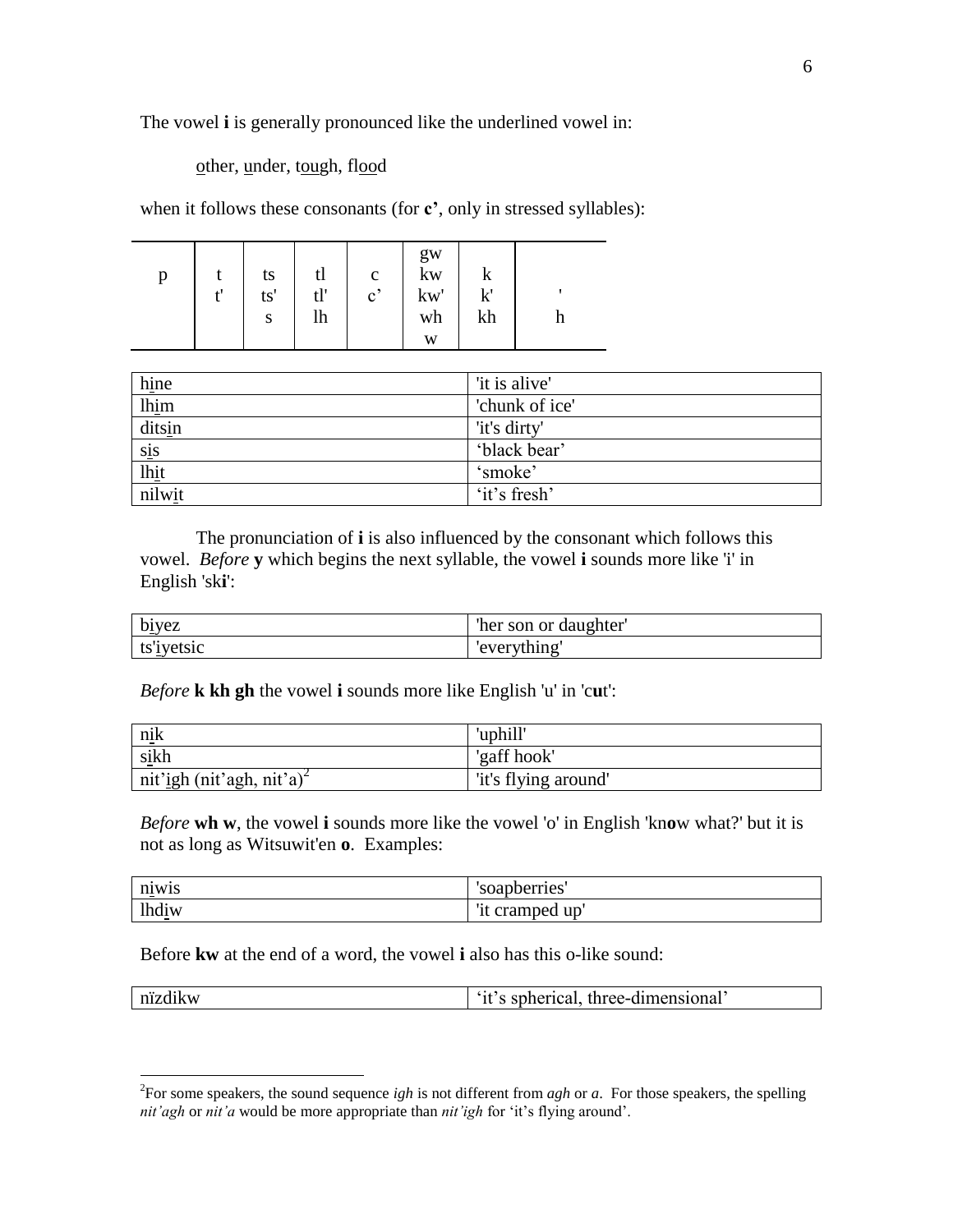The vowel **i** is generally pronounced like the underlined vowel in:

other, under, tough, flood

when it follows these consonants (for **c'**, only in stressed syllables):

| | | | | | | | |
|---|---|---|---|---|---|---|---|
| | | | | | gw | | |
| p | t | ts | tl | c | kw | k | |
| | t' | ts' | tl' | c' | kw' | k' | ' |
| | | s | lh | | wh | kh | h |
| | | | | | w | | |

| | |
|---|---|
| hine | 'it is alive' |
| lhim | 'chunk of ice' |
| ditsin | 'it's dirty' |
| sis | 'black bear' |
| lhit | 'smoke' |
| nilwit | 'it's fresh' |

The pronunciation of **i** is also influenced by the consonant which follows this vowel. *Before* **y** which begins the next syllable, the vowel **i** sounds more like 'i' in English 'sk**i**':

| | |
|---|---|
| biyez | 'her son or daughter' |
| ts'iyetsic | 'everything' |

*Before* **k kh gh** the vowel **i** sounds more like English 'u' in 'c**u**t':

| | |
|---|---|
| nik | 'uphill' |
| sikh | 'gaff hook' |
| nit'igh (nit'agh, nit'a)[2] | 'it's flying around' |

*Before* **wh w**, the vowel **i** sounds more like the vowel 'o' in English 'kn**o**w what?' but it is not as long as Witsuwit'en **o**. Examples:

| | |
|---|---|
| niwis | 'soapberries' |
| lhdiw | 'it cramped up' |

Before **kw** at the end of a word, the vowel **i** also has this o-like sound:

| | |
|---|---|
| nïzdikw | 'it's spherical, three-dimensional' |

[2] For some speakers, the sound sequence *igh* is not different from *agh* or *a*. For those speakers, the spelling *nit'agh* or *nit'a* would be more appropriate than *nit'igh* for 'it's flying around'.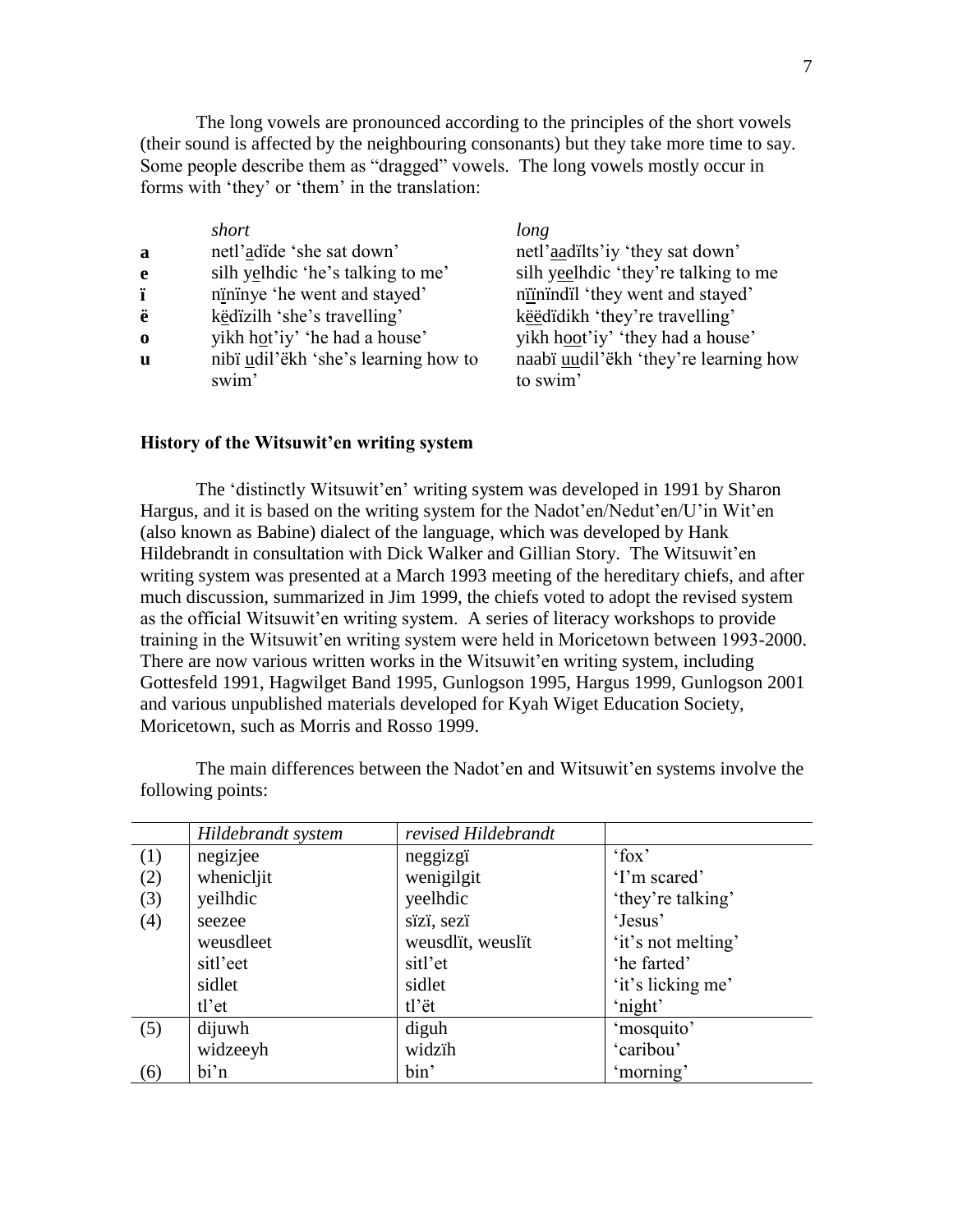The long vowels are pronounced according to the principles of the short vowels (their sound is affected by the neighbouring consonants) but they take more time to say. Some people describe them as "dragged" vowels. The long vowels mostly occur in forms with 'they' or 'them' in the translation:

| | *short* | *long* |
|---|---|---|
| **a** | netl'<u>a</u>dïde 'she sat down' | netl'<u>aa</u>dïlts'iy 'they sat down' |
| **e** | silh y<u>e</u>lhdic 'he's talking to me' | silh y<u>ee</u>lhdic 'they're talking to me |
| **ï** | n<u>ï</u>nïnye 'he went and stayed' | n<u>ïï</u>nïndïl 'they went and stayed' |
| **ë** | k<u>ë</u>dïzilh 'she's travelling' | k<u>ëë</u>dïdikh 'they're travelling' |
| **o** | yikh h<u>o</u>t'iy' 'he had a house' | yikh h<u>oo</u>t'iy' 'they had a house' |
| **u** | nibï <u>u</u>dil'ëkh 'she's learning how to swim' | naabï <u>uu</u>dil'ëkh 'they're learning how to swim' |

### History of the Witsuwit'en writing system

The 'distinctly Witsuwit'en' writing system was developed in 1991 by Sharon Hargus, and it is based on the writing system for the Nadot'en/Nedut'en/U'in Wit'en (also known as Babine) dialect of the language, which was developed by Hank Hildebrandt in consultation with Dick Walker and Gillian Story. The Witsuwit'en writing system was presented at a March 1993 meeting of the hereditary chiefs, and after much discussion, summarized in Jim 1999, the chiefs voted to adopt the revised system as the official Witsuwit'en writing system. A series of literacy workshops to provide training in the Witsuwit'en writing system were held in Moricetown between 1993-2000. There are now various written works in the Witsuwit'en writing system, including Gottesfeld 1991, Hagwilget Band 1995, Gunlogson 1995, Hargus 1999, Gunlogson 2001 and various unpublished materials developed for Kyah Wiget Education Society, Moricetown, such as Morris and Rosso 1999.

The main differences between the Nadot'en and Witsuwit'en systems involve the following points:

| | *Hildebrandt system* | *revised Hildebrandt* | |
|---|---|---|---|
| (1) | negizjee | neggizgï | 'fox' |
| (2) | whenicljit | wenigilgit | 'I'm scared' |
| (3) | yeilhdic | yeelhdic | 'they're talking' |
| (4) | seezee | sïzï, sezï | 'Jesus' |
| | weusdleet | weusdlït, weuslït | 'it's not melting' |
| | sitl'eet | sitl'et | 'he farted' |
| | sidlet | sidlet | 'it's licking me' |
| | tl'et | tl'ët | 'night' |
| (5) | dijuwh | diguh | 'mosquito' |
| | widzeeyh | widzïh | 'caribou' |
| (6) | bi'n | bin' | 'morning' |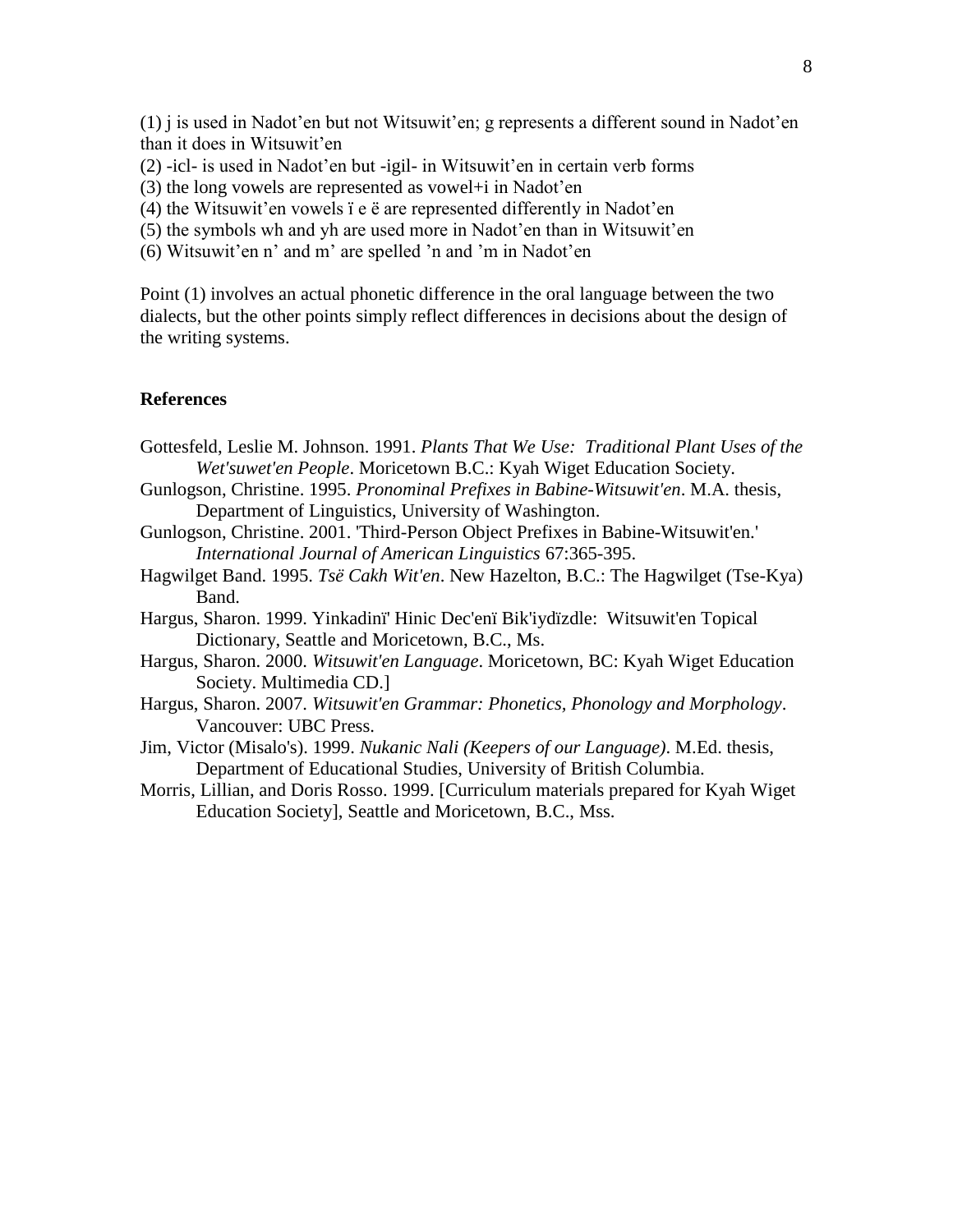(1) j is used in Nadot'en but not Witsuwit'en; g represents a different sound in Nadot'en than it does in Witsuwit'en

(2) -icl- is used in Nadot'en but -igil- in Witsuwit'en in certain verb forms

(3) the long vowels are represented as vowel+i in Nadot'en

(4) the Witsuwit'en vowels ï e ë are represented differently in Nadot'en

(5) the symbols wh and yh are used more in Nadot'en than in Witsuwit'en

(6) Witsuwit'en n' and m' are spelled 'n and 'm in Nadot'en

Point (1) involves an actual phonetic difference in the oral language between the two dialects, but the other points simply reflect differences in decisions about the design of the writing systems.

### References

Gottesfeld, Leslie M. Johnson. 1991. *Plants That We Use: Traditional Plant Uses of the Wet'suwet'en People*. Moricetown B.C.: Kyah Wiget Education Society.

Gunlogson, Christine. 1995. *Pronominal Prefixes in Babine-Witsuwit'en*. M.A. thesis, Department of Linguistics, University of Washington.

Gunlogson, Christine. 2001. 'Third-Person Object Prefixes in Babine-Witsuwit'en.' *International Journal of American Linguistics* 67:365-395.

Hagwilget Band. 1995. *Tsë Cakh Wit'en*. New Hazelton, B.C.: The Hagwilget (Tse-Kya) Band.

Hargus, Sharon. 1999. Yinkadinï' Hinic Dec'enï Bik'iydïzdle: Witsuwit'en Topical Dictionary, Seattle and Moricetown, B.C., Ms.

Hargus, Sharon. 2000. *Witsuwit'en Language*. Moricetown, BC: Kyah Wiget Education Society. Multimedia CD.]

Hargus, Sharon. 2007. *Witsuwit'en Grammar: Phonetics, Phonology and Morphology*. Vancouver: UBC Press.

Jim, Victor (Misalo's). 1999. *Nukanic Nali (Keepers of our Language)*. M.Ed. thesis, Department of Educational Studies, University of British Columbia.

Morris, Lillian, and Doris Rosso. 1999. [Curriculum materials prepared for Kyah Wiget Education Society], Seattle and Moricetown, B.C., Mss.